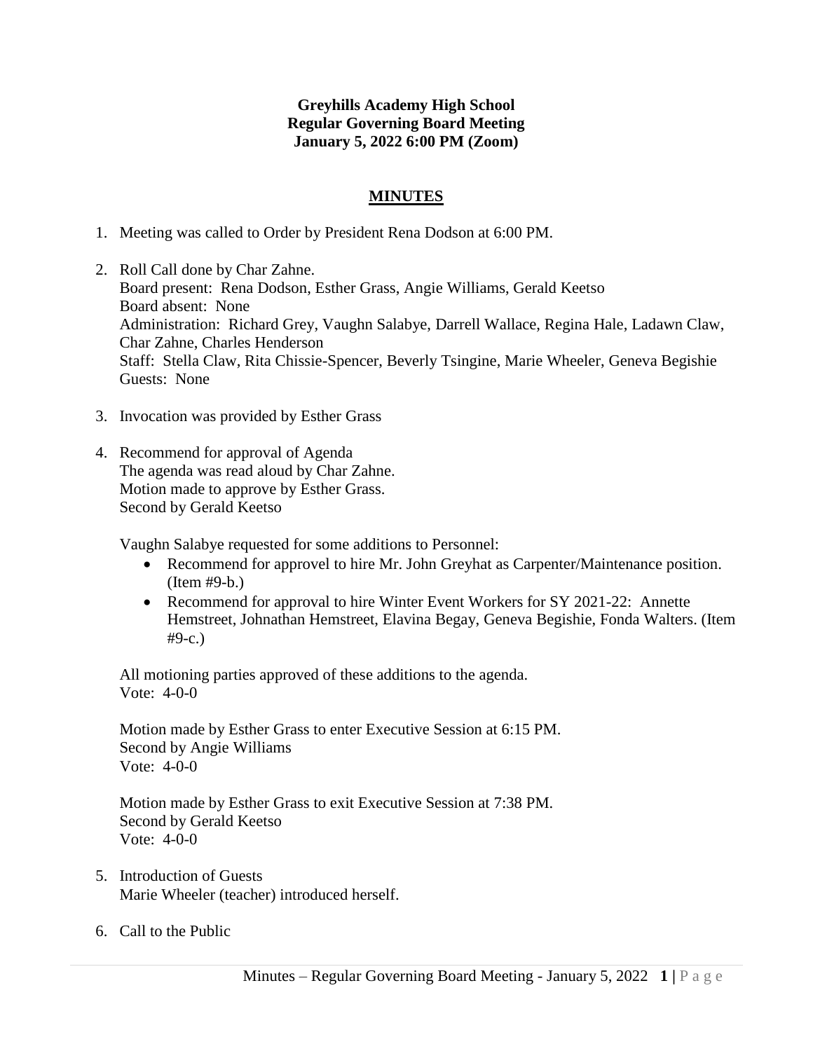**Greyhills Academy High School**
**Regular Governing Board Meeting**
**January 5, 2022 6:00 PM (Zoom)**

## MINUTES

1. Meeting was called to Order by President Rena Dodson at 6:00 PM.

2. Roll Call done by Char Zahne.
   Board present: Rena Dodson, Esther Grass, Angie Williams, Gerald Keetso
   Board absent: None
   Administration: Richard Grey, Vaughn Salabye, Darrell Wallace, Regina Hale, Ladawn Claw, Char Zahne, Charles Henderson
   Staff: Stella Claw, Rita Chissie-Spencer, Beverly Tsingine, Marie Wheeler, Geneva Begishie
   Guests: None

3. Invocation was provided by Esther Grass

4. Recommend for approval of Agenda
   The agenda was read aloud by Char Zahne.
   Motion made to approve by Esther Grass.
   Second by Gerald Keetso

   Vaughn Salabye requested for some additions to Personnel:
   - Recommend for approvel to hire Mr. John Greyhat as Carpenter/Maintenance position. (Item #9-b.)
   - Recommend for approval to hire Winter Event Workers for SY 2021-22: Annette Hemstreet, Johnathan Hemstreet, Elavina Begay, Geneva Begishie, Fonda Walters. (Item #9-c.)

   All motioning parties approved of these additions to the agenda.
   Vote: 4-0-0

   Motion made by Esther Grass to enter Executive Session at 6:15 PM.
   Second by Angie Williams
   Vote: 4-0-0

   Motion made by Esther Grass to exit Executive Session at 7:38 PM.
   Second by Gerald Keetso
   Vote: 4-0-0

5. Introduction of Guests
   Marie Wheeler (teacher) introduced herself.

6. Call to the Public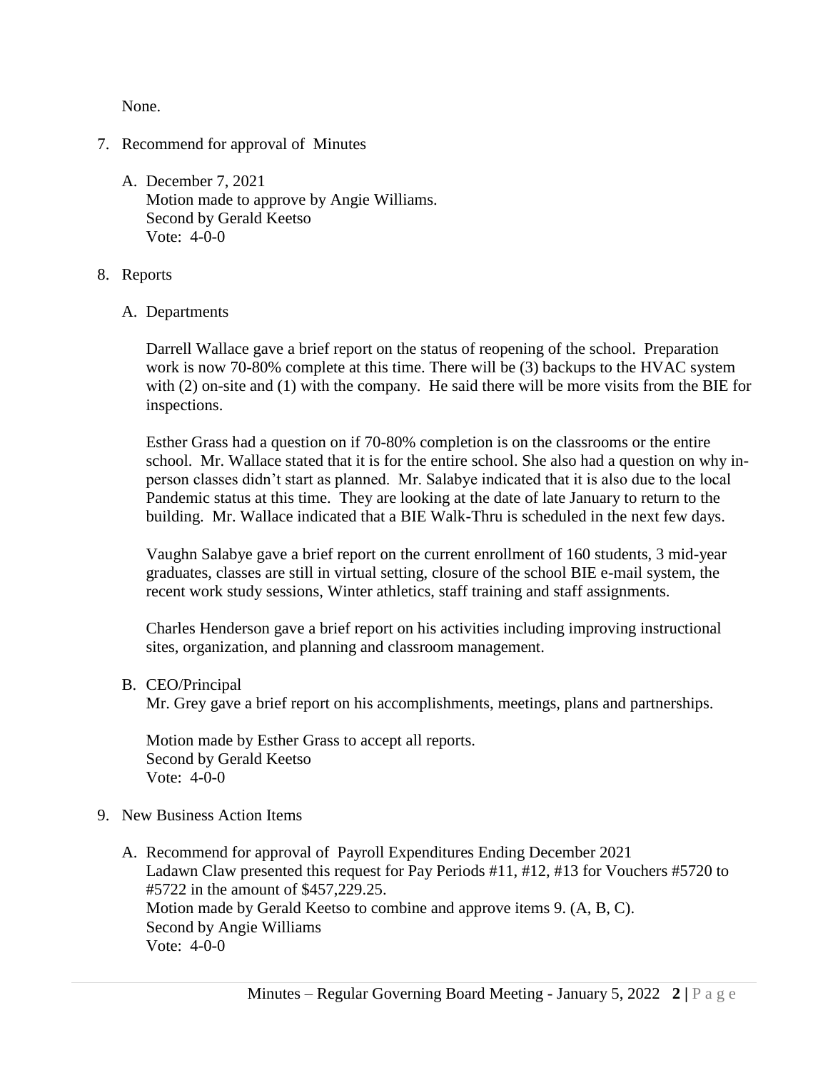None.

7. Recommend for approval of Minutes

   A. December 7, 2021
      Motion made to approve by Angie Williams.
      Second by Gerald Keetso
      Vote: 4-0-0

8. Reports

   A. Departments

      Darrell Wallace gave a brief report on the status of reopening of the school. Preparation work is now 70-80% complete at this time. There will be (3) backups to the HVAC system with (2) on-site and (1) with the company. He said there will be more visits from the BIE for inspections.

      Esther Grass had a question on if 70-80% completion is on the classrooms or the entire school. Mr. Wallace stated that it is for the entire school. She also had a question on why in-person classes didn't start as planned. Mr. Salabye indicated that it is also due to the local Pandemic status at this time. They are looking at the date of late January to return to the building. Mr. Wallace indicated that a BIE Walk-Thru is scheduled in the next few days.

      Vaughn Salabye gave a brief report on the current enrollment of 160 students, 3 mid-year graduates, classes are still in virtual setting, closure of the school BIE e-mail system, the recent work study sessions, Winter athletics, staff training and staff assignments.

      Charles Henderson gave a brief report on his activities including improving instructional sites, organization, and planning and classroom management.

   B. CEO/Principal
      Mr. Grey gave a brief report on his accomplishments, meetings, plans and partnerships.

      Motion made by Esther Grass to accept all reports.
      Second by Gerald Keetso
      Vote: 4-0-0

9. New Business Action Items

   A. Recommend for approval of Payroll Expenditures Ending December 2021
      Ladawn Claw presented this request for Pay Periods #11, #12, #13 for Vouchers #5720 to #5722 in the amount of $457,229.25.
      Motion made by Gerald Keetso to combine and approve items 9. (A, B, C).
      Second by Angie Williams
      Vote: 4-0-0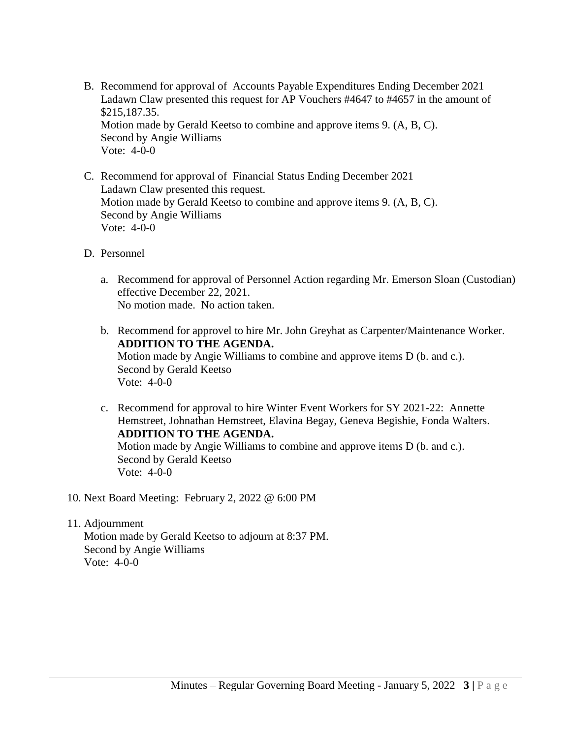B. Recommend for approval of Accounts Payable Expenditures Ending December 2021
   Ladawn Claw presented this request for AP Vouchers #4647 to #4657 in the amount of $215,187.35.
   Motion made by Gerald Keetso to combine and approve items 9. (A, B, C).
   Second by Angie Williams
   Vote: 4-0-0

C. Recommend for approval of Financial Status Ending December 2021
   Ladawn Claw presented this request.
   Motion made by Gerald Keetso to combine and approve items 9. (A, B, C).
   Second by Angie Williams
   Vote: 4-0-0

D. Personnel

   a. Recommend for approval of Personnel Action regarding Mr. Emerson Sloan (Custodian) effective December 22, 2021.
      No motion made. No action taken.

   b. Recommend for approvel to hire Mr. John Greyhat as Carpenter/Maintenance Worker.
      **ADDITION TO THE AGENDA.**
      Motion made by Angie Williams to combine and approve items D (b. and c.).
      Second by Gerald Keetso
      Vote: 4-0-0

   c. Recommend for approval to hire Winter Event Workers for SY 2021-22: Annette Hemstreet, Johnathan Hemstreet, Elavina Begay, Geneva Begishie, Fonda Walters.
      **ADDITION TO THE AGENDA.**
      Motion made by Angie Williams to combine and approve items D (b. and c.).
      Second by Gerald Keetso
      Vote: 4-0-0

10. Next Board Meeting: February 2, 2022 @ 6:00 PM

11. Adjournment
    Motion made by Gerald Keetso to adjourn at 8:37 PM.
    Second by Angie Williams
    Vote: 4-0-0